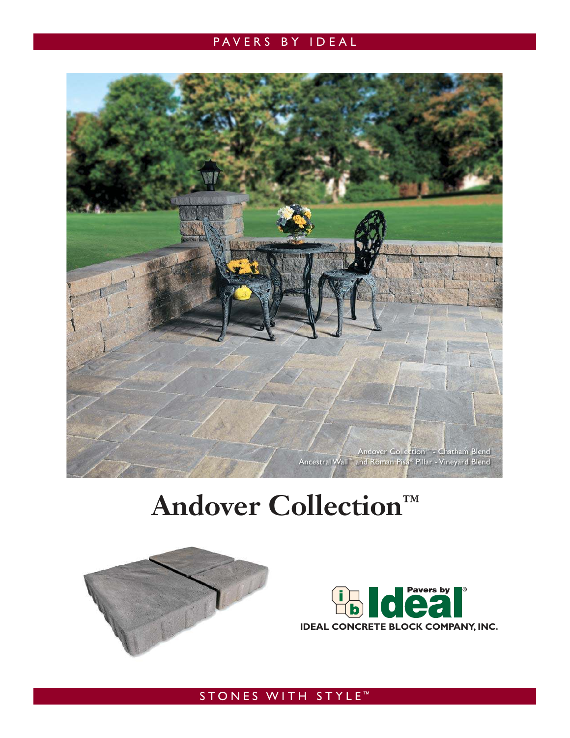PAVERS BY IDEAL

Andover Collection™ - Chatham Blend
Ancestral Wall™ and Roman Pisa® Pillar - Vineyard Blend

# Andover Collection™

Pavers by Ideal®
IDEAL CONCRETE BLOCK COMPANY, INC.

STONES WITH STYLE™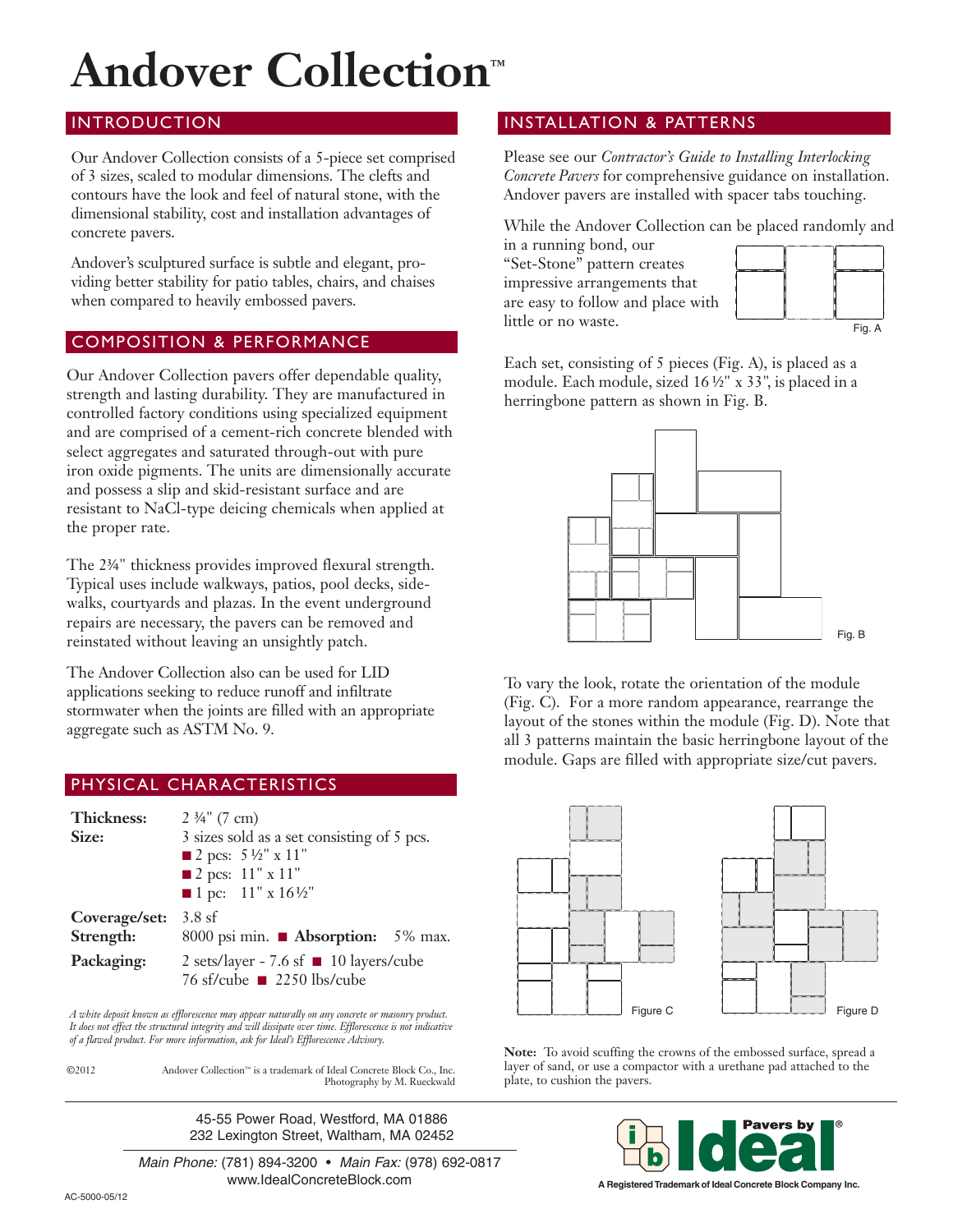# Andover Collection™

## INTRODUCTION

Our Andover Collection consists of a 5-piece set comprised of 3 sizes, scaled to modular dimensions. The clefts and contours have the look and feel of natural stone, with the dimensional stability, cost and installation advantages of concrete pavers.

Andover's sculptured surface is subtle and elegant, providing better stability for patio tables, chairs, and chaises when compared to heavily embossed pavers.

## COMPOSITION & PERFORMANCE

Our Andover Collection pavers offer dependable quality, strength and lasting durability. They are manufactured in controlled factory conditions using specialized equipment and are comprised of a cement-rich concrete blended with select aggregates and saturated through-out with pure iron oxide pigments. The units are dimensionally accurate and possess a slip and skid-resistant surface and are resistant to NaCl-type deicing chemicals when applied at the proper rate.

The 2¾" thickness provides improved flexural strength. Typical uses include walkways, patios, pool decks, sidewalks, courtyards and plazas. In the event underground repairs are necessary, the pavers can be removed and reinstated without leaving an unsightly patch.

The Andover Collection also can be used for LID applications seeking to reduce runoff and infiltrate stormwater when the joints are filled with an appropriate aggregate such as ASTM No. 9.

## PHYSICAL CHARACTERISTICS

| | |
|---|---|
| **Thickness:** | 2 ¾" (7 cm) |
| **Size:** | 3 sizes sold as a set consisting of 5 pcs.<br>■ 2 pcs: 5 ½" x 11"<br>■ 2 pcs: 11" x 11"<br>■ 1 pc: 11" x 16½" |
| **Coverage/set:** | 3.8 sf |
| **Strength:** | 8000 psi min. ■ **Absorption:** 5% max. |
| **Packaging:** | 2 sets/layer - 7.6 sf ■ 10 layers/cube<br>76 sf/cube ■ 2250 lbs/cube |

*A white deposit known as efflorescence may appear naturally on any concrete or masonry product. It does not effect the structural integrity and will dissipate over time. Efflorescence is not indicative of a flawed product. For more information, ask for Ideal's Efflorescence Advisory.*

©2012

Andover Collection™ is a trademark of Ideal Concrete Block Co., Inc.
Photography by M. Rueckwald

## INSTALLATION & PATTERNS

Please see our *Contractor's Guide to Installing Interlocking Concrete Pavers* for comprehensive guidance on installation. Andover pavers are installed with spacer tabs touching.

While the Andover Collection can be placed randomly and in a running bond, our "Set-Stone" pattern creates impressive arrangements that are easy to follow and place with little or no waste.

Fig. A

Each set, consisting of 5 pieces (Fig. A), is placed as a module. Each module, sized 16 ½" x 33", is placed in a herringbone pattern as shown in Fig. B.

Fig. B

To vary the look, rotate the orientation of the module (Fig. C). For a more random appearance, rearrange the layout of the stones within the module (Fig. D). Note that all 3 patterns maintain the basic herringbone layout of the module. Gaps are filled with appropriate size/cut pavers.

Figure C

Figure D

**Note:** To avoid scuffing the crowns of the embossed surface, spread a layer of sand, or use a compactor with a urethane pad attached to the plate, to cushion the pavers.

45-55 Power Road, Westford, MA 01886
232 Lexington Street, Waltham, MA 02452

*Main Phone:* (781) 894-3200 • *Main Fax:* (978) 692-0817
www.IdealConcreteBlock.com

Pavers by Ideal®
A Registered Trademark of Ideal Concrete Block Company Inc.

AC-5000-05/12